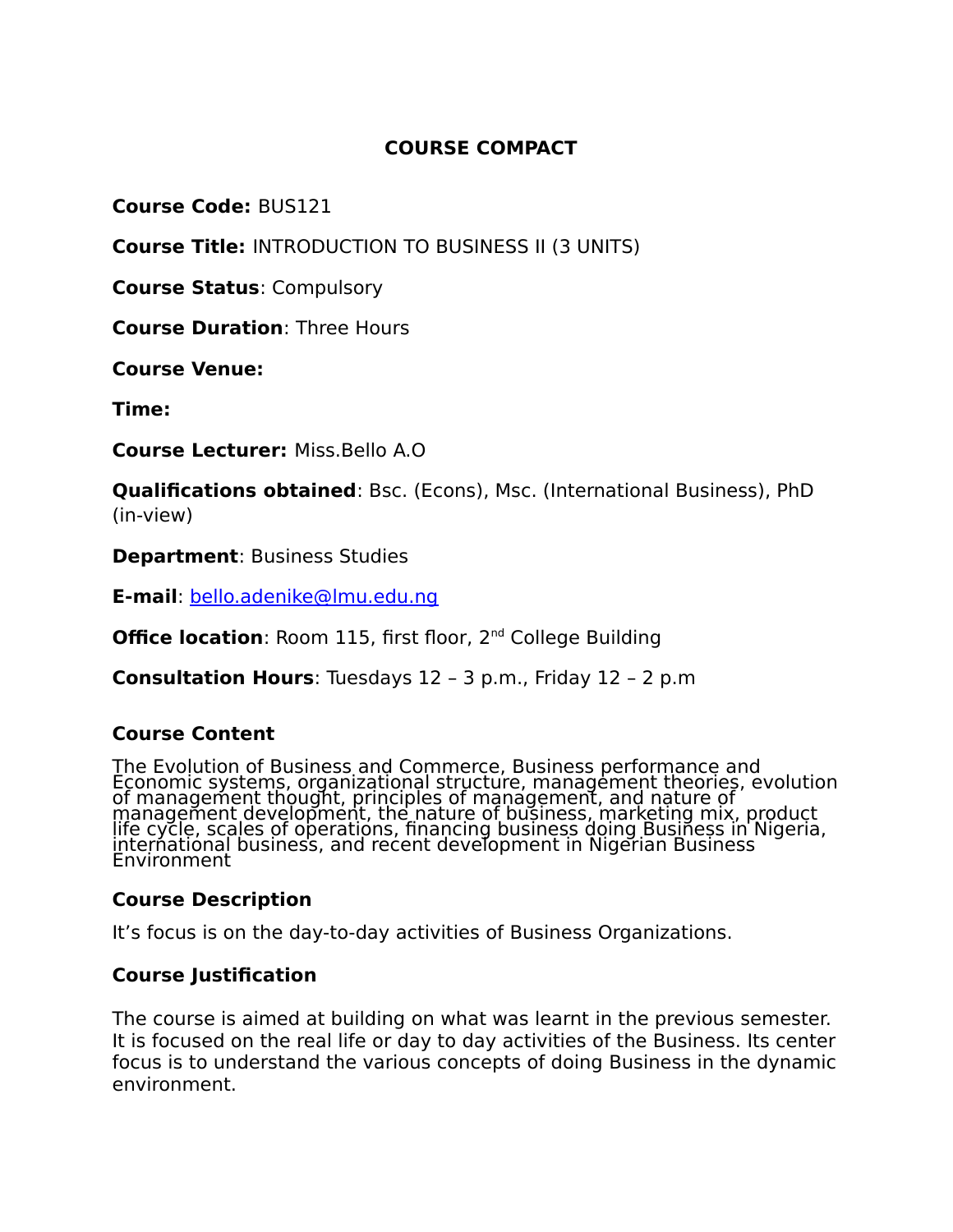# COURSE COMPACT

**Course Code:** BUS121

**Course Title:** INTRODUCTION TO BUSINESS II (3 UNITS)

**Course Status**: Compulsory

**Course Duration**: Three Hours

**Course Venue:**

**Time:**

**Course Lecturer:** Miss.Bello A.O

**Qualifications obtained**: Bsc. (Econs), Msc. (International Business), PhD (in-view)

**Department**: Business Studies

**E-mail**: bello.adenike@lmu.edu.ng

**Office location**: Room 115, first floor, 2nd College Building

**Consultation Hours**: Tuesdays 12 – 3 p.m., Friday 12 – 2 p.m

### Course Content

The Evolution of Business and Commerce, Business performance and Economic systems, organizational structure, management theories, evolution of management thought, principles of management, and nature of management development, the nature of business, marketing mix, product life cycle, scales of operations, financing business doing Business in Nigeria, international business, and recent development in Nigerian Business Environment

### Course Description

It's focus is on the day-to-day activities of Business Organizations.

### Course Justification

The course is aimed at building on what was learnt in the previous semester. It is focused on the real life or day to day activities of the Business. Its center focus is to understand the various concepts of doing Business in the dynamic environment.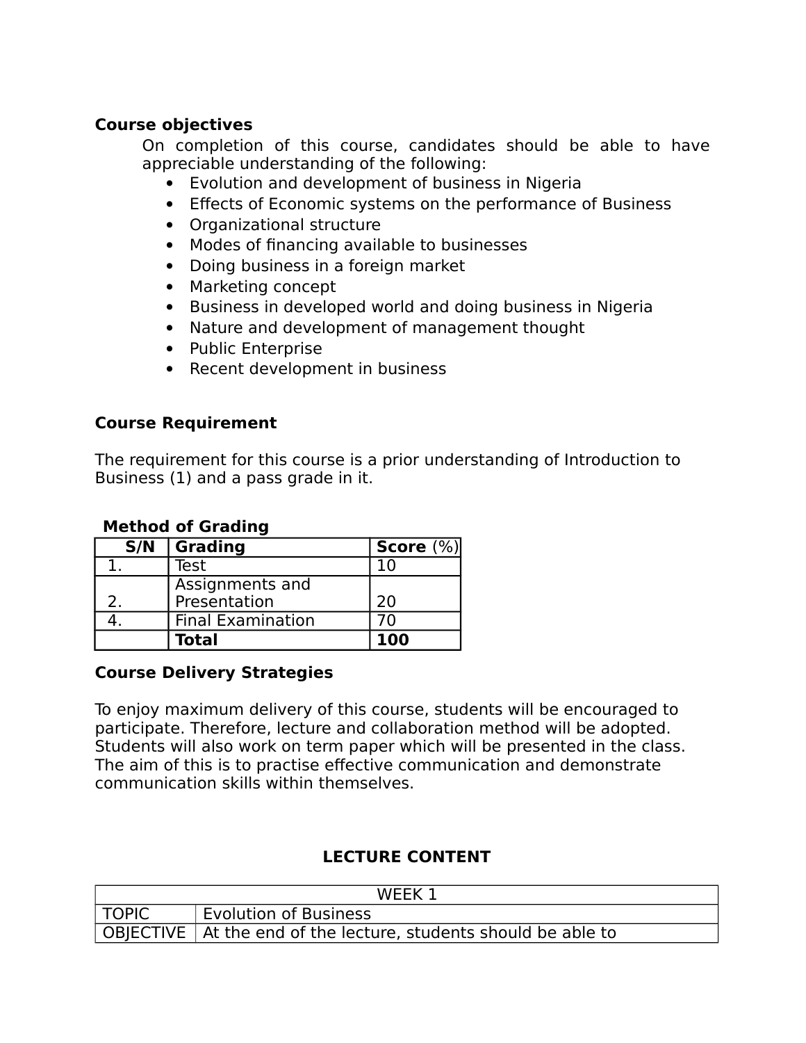**Course objectives**

On completion of this course, candidates should be able to have appreciable understanding of the following:

- Evolution and development of business in Nigeria
- Effects of Economic systems on the performance of Business
- Organizational structure
- Modes of financing available to businesses
- Doing business in a foreign market
- Marketing concept
- Business in developed world and doing business in Nigeria
- Nature and development of management thought
- Public Enterprise
- Recent development in business

**Course Requirement**

The requirement for this course is a prior understanding of Introduction to Business (1) and a pass grade in it.

**Method of Grading**

| S/N | Grading | Score (%) |
|---|---|---|
| 1. | Test | 10 |
| 2. | Assignments and Presentation | 20 |
| 4. | Final Examination | 70 |
| | **Total** | **100** |

**Course Delivery Strategies**

To enjoy maximum delivery of this course, students will be encouraged to participate. Therefore, lecture and collaboration method will be adopted. Students will also work on term paper which will be presented in the class. The aim of this is to practise effective communication and demonstrate communication skills within themselves.

**LECTURE CONTENT**

| WEEK 1 | |
|---|---|
| TOPIC | Evolution of Business |
| OBJECTIVE | At the end of the lecture, students should be able to |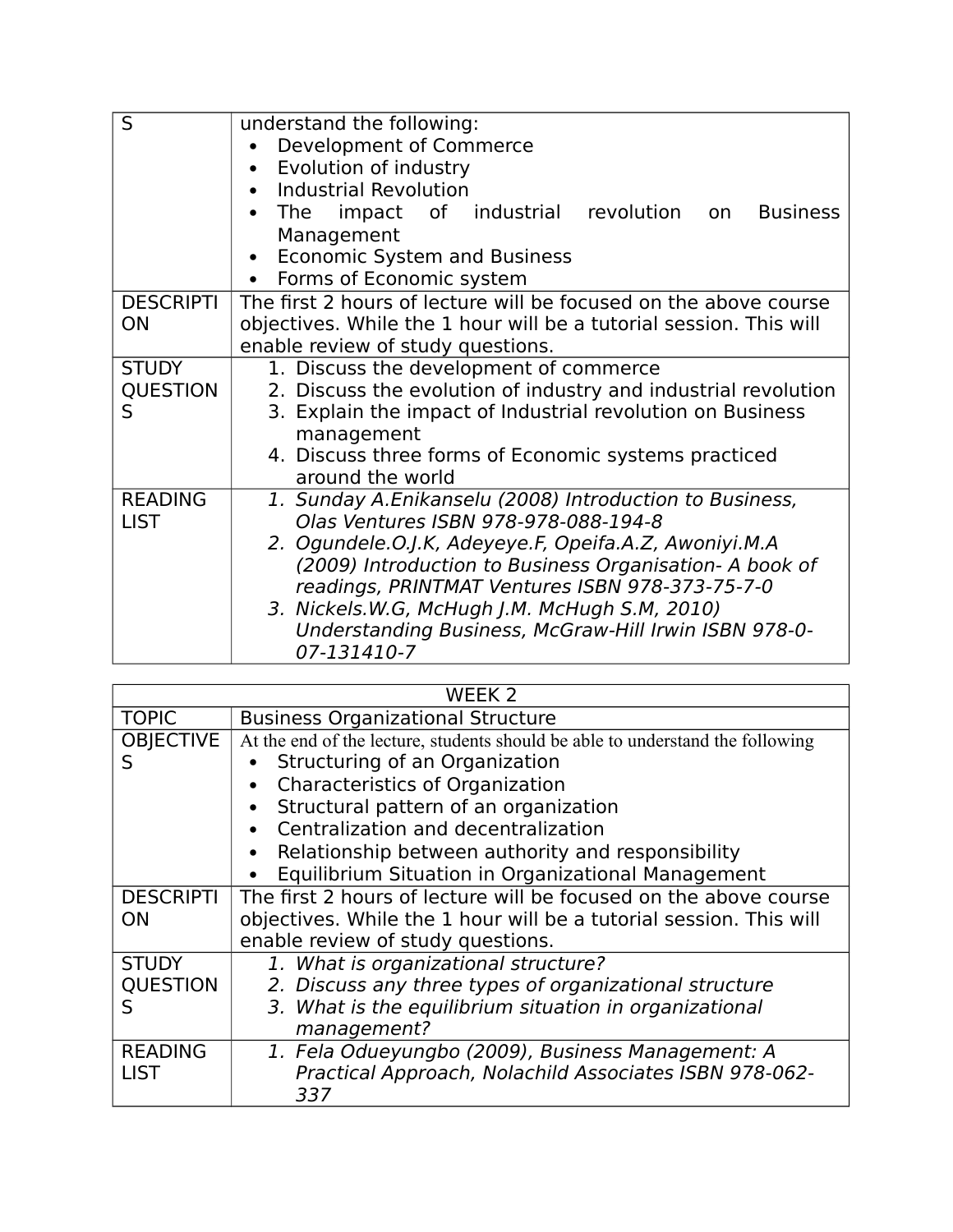| S | understand the following:<br>• Development of Commerce<br>• Evolution of industry<br>• Industrial Revolution<br>• The impact of industrial revolution on Business Management<br>• Economic System and Business<br>• Forms of Economic system |
|---|---|
| DESCRIPTION | The first 2 hours of lecture will be focused on the above course objectives. While the 1 hour will be a tutorial session. This will enable review of study questions. |
| STUDY QUESTIONS | 1. Discuss the development of commerce<br>2. Discuss the evolution of industry and industrial revolution<br>3. Explain the impact of Industrial revolution on Business management<br>4. Discuss three forms of Economic systems practiced around the world |
| READING LIST | 1. *Sunday A.Enikanselu (2008) Introduction to Business, Olas Ventures ISBN 978-978-088-194-8*<br>2. *Ogundele.O.J.K, Adeyeye.F, Opeifa.A.Z, Awoniyi.M.A (2009) Introduction to Business Organisation- A book of readings, PRINTMAT Ventures ISBN 978-373-75-7-0*<br>3. *Nickels.W.G, McHugh J.M. McHugh S.M, 2010) Understanding Business, McGraw-Hill Irwin ISBN 978-0-07-131410-7* |

| WEEK 2 | |
|---|---|
| TOPIC | Business Organizational Structure |
| OBJECTIVES | At the end of the lecture, students should be able to understand the following<br>• Structuring of an Organization<br>• Characteristics of Organization<br>• Structural pattern of an organization<br>• Centralization and decentralization<br>• Relationship between authority and responsibility<br>• Equilibrium Situation in Organizational Management |
| DESCRIPTION | The first 2 hours of lecture will be focused on the above course objectives. While the 1 hour will be a tutorial session. This will enable review of study questions. |
| STUDY QUESTIONS | 1. *What is organizational structure?*<br>2. *Discuss any three types of organizational structure*<br>3. *What is the equilibrium situation in organizational management?* |
| READING LIST | 1. *Fela Odueyungbo (2009), Business Management: A Practical Approach, Nolachild Associates ISBN 978-062-337* |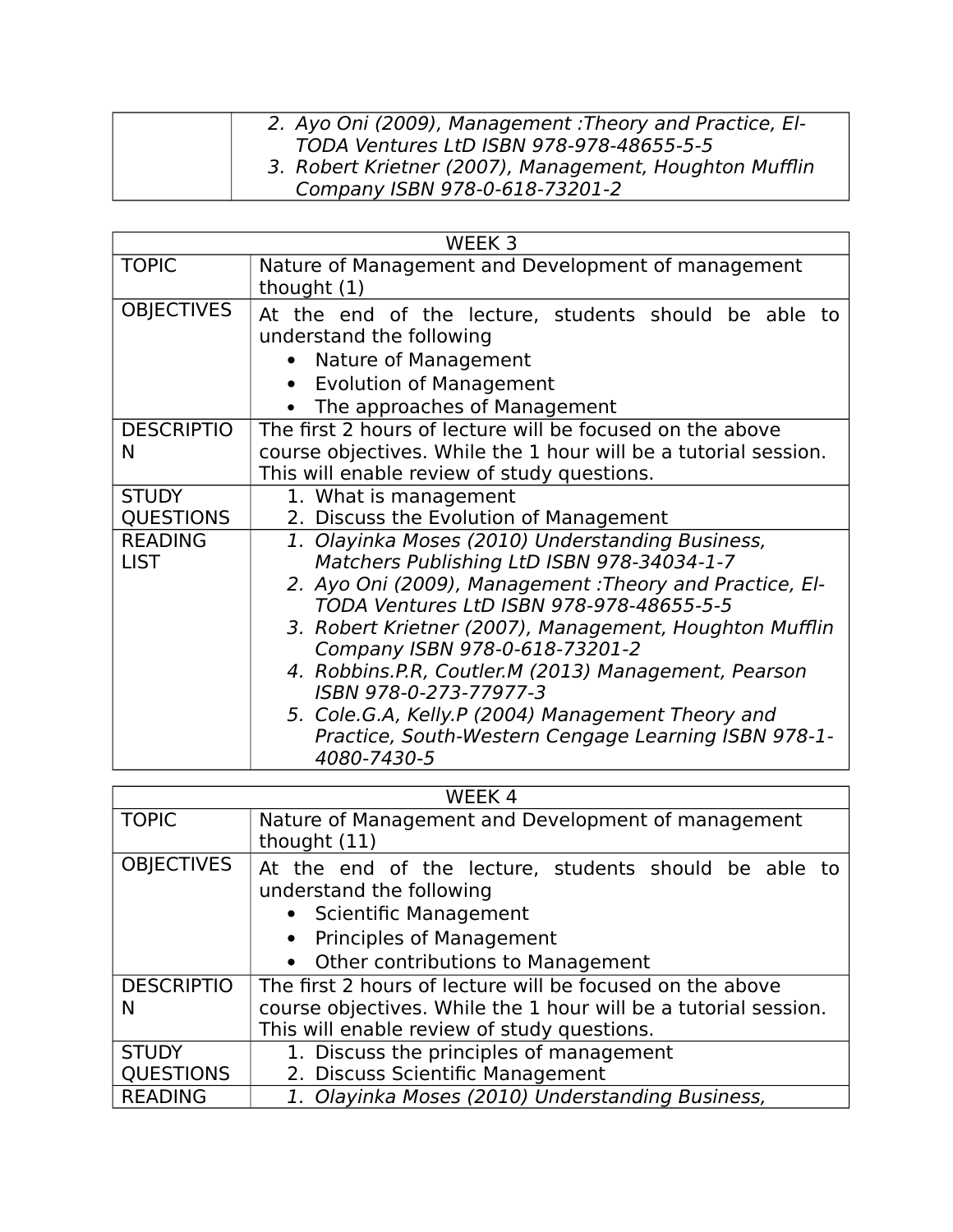| | |
|---|---|
| | 2. *Ayo Oni (2009), Management :Theory and Practice, El-TODA Ventures LtD ISBN 978-978-48655-5-5*<br>3. *Robert Krietner (2007), Management, Houghton Mufflin Company ISBN 978-0-618-73201-2* |

| WEEK 3 | |
|---|---|
| TOPIC | Nature of Management and Development of management thought (1) |
| OBJECTIVES | At the end of the lecture, students should be able to understand the following<br>• Nature of Management<br>• Evolution of Management<br>• The approaches of Management |
| DESCRIPTION | The first 2 hours of lecture will be focused on the above course objectives. While the 1 hour will be a tutorial session. This will enable review of study questions. |
| STUDY QUESTIONS | 1. What is management<br>2. Discuss the Evolution of Management |
| READING LIST | 1. *Olayinka Moses (2010) Understanding Business, Matchers Publishing LtD ISBN 978-34034-1-7*<br>2. *Ayo Oni (2009), Management :Theory and Practice, El-TODA Ventures LtD ISBN 978-978-48655-5-5*<br>3. *Robert Krietner (2007), Management, Houghton Mufflin Company ISBN 978-0-618-73201-2*<br>4. *Robbins.P.R, Coutler.M (2013) Management, Pearson ISBN 978-0-273-77977-3*<br>5. *Cole.G.A, Kelly.P (2004) Management Theory and Practice, South-Western Cengage Learning ISBN 978-1-4080-7430-5* |

| WEEK 4 | |
|---|---|
| TOPIC | Nature of Management and Development of management thought (11) |
| OBJECTIVES | At the end of the lecture, students should be able to understand the following<br>• Scientific Management<br>• Principles of Management<br>• Other contributions to Management |
| DESCRIPTION | The first 2 hours of lecture will be focused on the above course objectives. While the 1 hour will be a tutorial session. This will enable review of study questions. |
| STUDY QUESTIONS | 1. Discuss the principles of management<br>2. Discuss Scientific Management |
| READING | 1. *Olayinka Moses (2010) Understanding Business,* |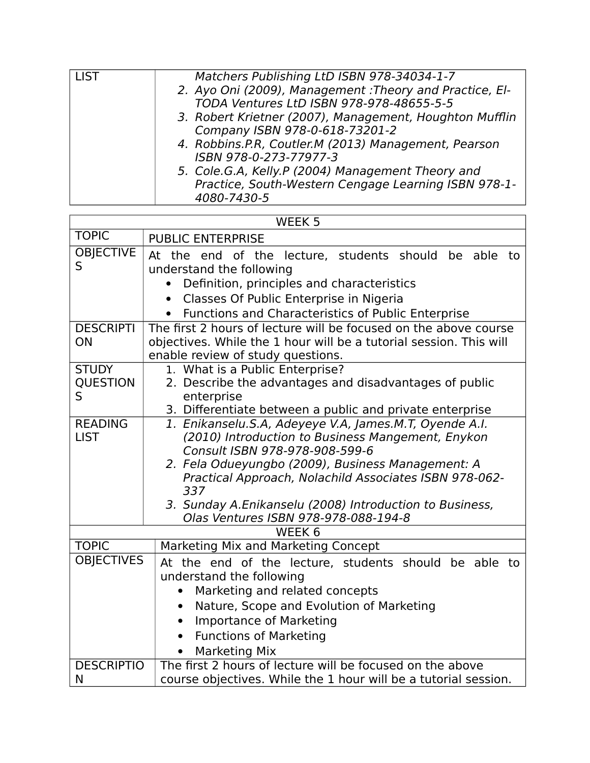| LIST | *Matchers Publishing LtD ISBN 978-34034-1-7*<br>2. *Ayo Oni (2009), Management :Theory and Practice, El-TODA Ventures LtD ISBN 978-978-48655-5-5*<br>3. *Robert Krietner (2007), Management, Houghton Mufflin Company ISBN 978-0-618-73201-2*<br>4. *Robbins.P.R, Coutler.M (2013) Management, Pearson ISBN 978-0-273-77977-3*<br>5. *Cole.G.A, Kelly.P (2004) Management Theory and Practice, South-Western Cengage Learning ISBN 978-1-4080-7430-5* |
|---|---|

| WEEK 5 | |
|---|---|
| TOPIC | PUBLIC ENTERPRISE |
| OBJECTIVES | At the end of the lecture, students should be able to understand the following<br>• Definition, principles and characteristics<br>• Classes Of Public Enterprise in Nigeria<br>• Functions and Characteristics of Public Enterprise |
| DESCRIPTION | The first 2 hours of lecture will be focused on the above course objectives. While the 1 hour will be a tutorial session. This will enable review of study questions. |
| STUDY QUESTIONS | 1. What is a Public Enterprise?<br>2. Describe the advantages and disadvantages of public enterprise<br>3. Differentiate between a public and private enterprise |
| READING LIST | 1. *Enikanselu.S.A, Adeyeye V.A, James.M.T, Oyende A.I. (2010) Introduction to Business Mangement, Enykon Consult ISBN 978-978-908-599-6*<br>2. *Fela Odueyungbo (2009), Business Management: A Practical Approach, Nolachild Associates ISBN 978-062-337*<br>3. *Sunday A.Enikanselu (2008) Introduction to Business, Olas Ventures ISBN 978-978-088-194-8* |

| WEEK 6 | |
|---|---|
| TOPIC | Marketing Mix and Marketing Concept |
| OBJECTIVES | At the end of the lecture, students should be able to understand the following<br>• Marketing and related concepts<br>• Nature, Scope and Evolution of Marketing<br>• Importance of Marketing<br>• Functions of Marketing<br>• Marketing Mix |
| DESCRIPTION | The first 2 hours of lecture will be focused on the above course objectives. While the 1 hour will be a tutorial session. |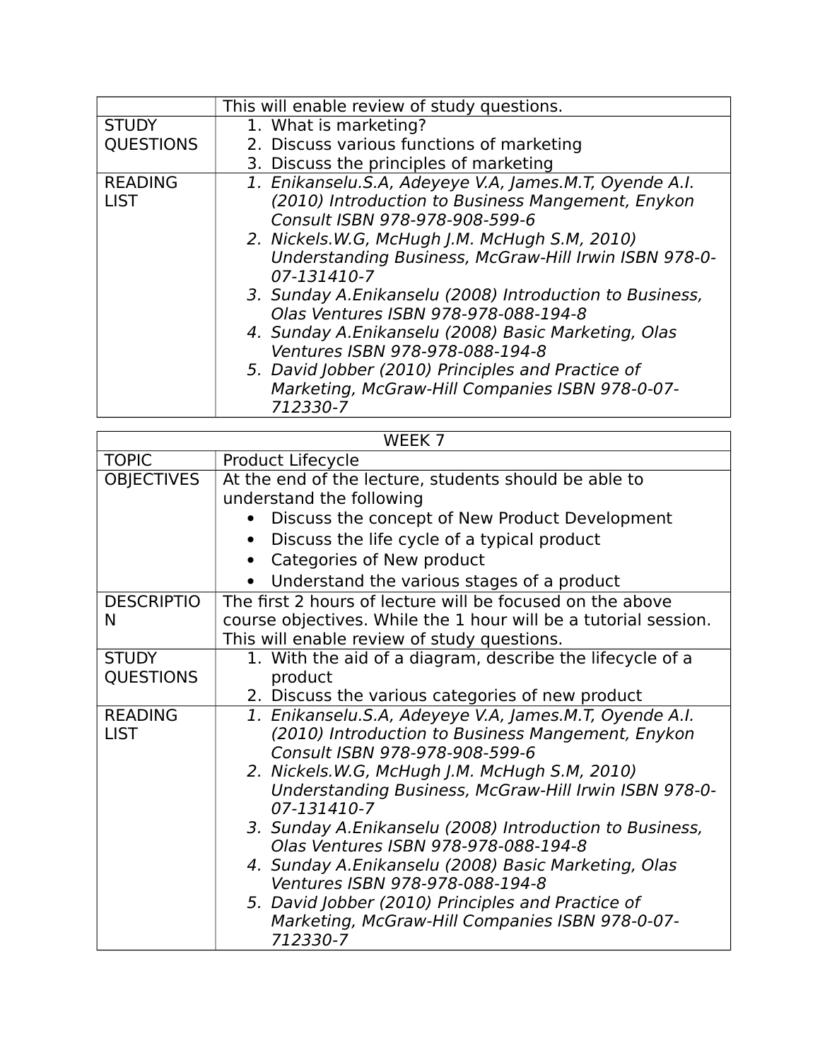| | This will enable review of study questions. |
|---|---|
| STUDY QUESTIONS | 1. What is marketing?<br>2. Discuss various functions of marketing<br>3. Discuss the principles of marketing |
| READING LIST | *1. Enikanselu.S.A, Adeyeye V.A, James.M.T, Oyende A.I. (2010) Introduction to Business Mangement, Enykon Consult ISBN 978-978-908-599-6*<br>*2. Nickels.W.G, McHugh J.M. McHugh S.M, 2010) Understanding Business, McGraw-Hill Irwin ISBN 978-0-07-131410-7*<br>*3. Sunday A.Enikanselu (2008) Introduction to Business, Olas Ventures ISBN 978-978-088-194-8*<br>*4. Sunday A.Enikanselu (2008) Basic Marketing, Olas Ventures ISBN 978-978-088-194-8*<br>*5. David Jobber (2010) Principles and Practice of Marketing, McGraw-Hill Companies ISBN 978-0-07-712330-7* |

| WEEK 7 | |
|---|---|
| TOPIC | Product Lifecycle |
| OBJECTIVES | At the end of the lecture, students should be able to understand the following<br>• Discuss the concept of New Product Development<br>• Discuss the life cycle of a typical product<br>• Categories of New product<br>• Understand the various stages of a product |
| DESCRIPTION | The first 2 hours of lecture will be focused on the above course objectives. While the 1 hour will be a tutorial session. This will enable review of study questions. |
| STUDY QUESTIONS | 1. With the aid of a diagram, describe the lifecycle of a product<br>2. Discuss the various categories of new product |
| READING LIST | *1. Enikanselu.S.A, Adeyeye V.A, James.M.T, Oyende A.I. (2010) Introduction to Business Mangement, Enykon Consult ISBN 978-978-908-599-6*<br>*2. Nickels.W.G, McHugh J.M. McHugh S.M, 2010) Understanding Business, McGraw-Hill Irwin ISBN 978-0-07-131410-7*<br>*3. Sunday A.Enikanselu (2008) Introduction to Business, Olas Ventures ISBN 978-978-088-194-8*<br>*4. Sunday A.Enikanselu (2008) Basic Marketing, Olas Ventures ISBN 978-978-088-194-8*<br>*5. David Jobber (2010) Principles and Practice of Marketing, McGraw-Hill Companies ISBN 978-0-07-712330-7* |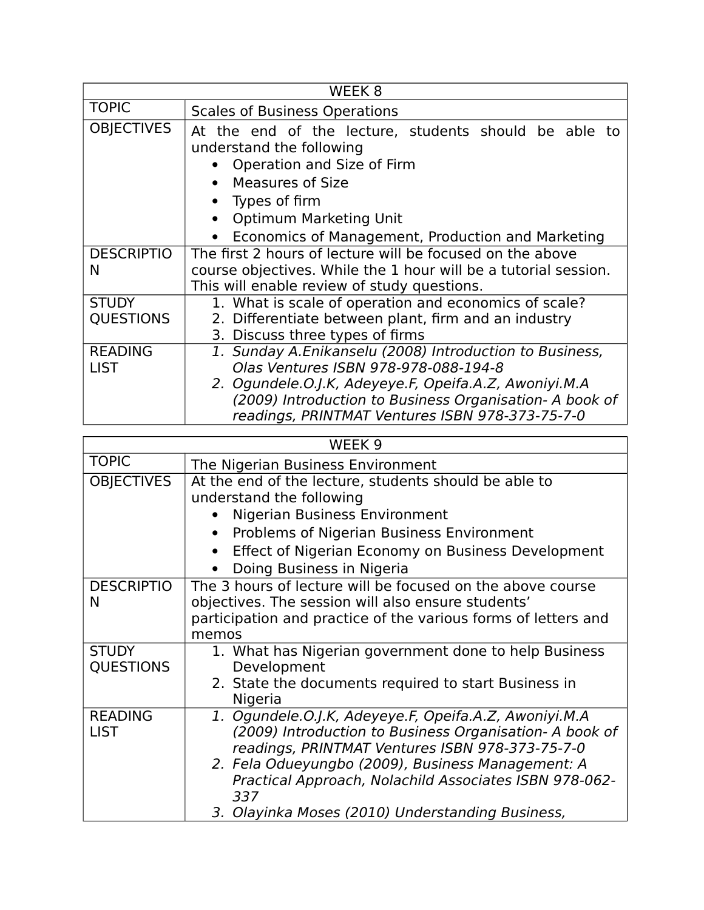| WEEK 8 | |
|---|---|
| TOPIC | Scales of Business Operations |
| OBJECTIVES | At the end of the lecture, students should be able to understand the following<br>• Operation and Size of Firm<br>• Measures of Size<br>• Types of firm<br>• Optimum Marketing Unit<br>• Economics of Management, Production and Marketing |
| DESCRIPTION | The first 2 hours of lecture will be focused on the above course objectives. While the 1 hour will be a tutorial session. This will enable review of study questions. |
| STUDY QUESTIONS | 1. What is scale of operation and economics of scale?<br>2. Differentiate between plant, firm and an industry<br>3. Discuss three types of firms |
| READING LIST | *1. Sunday A.Enikanselu (2008) Introduction to Business, Olas Ventures ISBN 978-978-088-194-8*<br>*2. Ogundele.O.J.K, Adeyeye.F, Opeifa.A.Z, Awoniyi.M.A (2009) Introduction to Business Organisation- A book of readings, PRINTMAT Ventures ISBN 978-373-75-7-0* |

| WEEK 9 | |
|---|---|
| TOPIC | The Nigerian Business Environment |
| OBJECTIVES | At the end of the lecture, students should be able to understand the following<br>• Nigerian Business Environment<br>• Problems of Nigerian Business Environment<br>• Effect of Nigerian Economy on Business Development<br>• Doing Business in Nigeria |
| DESCRIPTION | The 3 hours of lecture will be focused on the above course objectives. The session will also ensure students' participation and practice of the various forms of letters and memos |
| STUDY QUESTIONS | 1. What has Nigerian government done to help Business Development<br>2. State the documents required to start Business in Nigeria |
| READING LIST | *1. Ogundele.O.J.K, Adeyeye.F, Opeifa.A.Z, Awoniyi.M.A (2009) Introduction to Business Organisation- A book of readings, PRINTMAT Ventures ISBN 978-373-75-7-0*<br>*2. Fela Odueyungbo (2009), Business Management: A Practical Approach, Nolachild Associates ISBN 978-062-337*<br>*3. Olayinka Moses (2010) Understanding Business,* |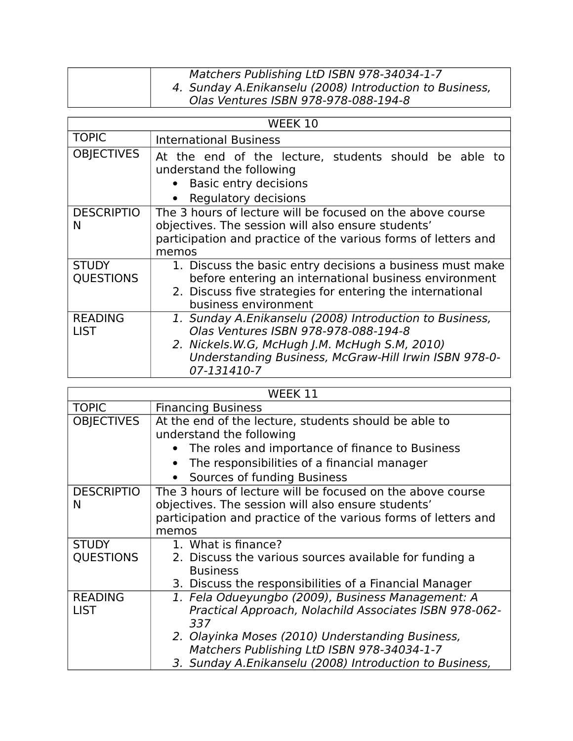| | |
|---|---|
| | *Matchers Publishing LtD ISBN 978-34034-1-7*<br>4. *Sunday A.Enikanselu (2008) Introduction to Business, Olas Ventures ISBN 978-978-088-194-8* |

| WEEK 10 | |
|---|---|
| TOPIC | International Business |
| OBJECTIVES | At the end of the lecture, students should be able to understand the following<br>• Basic entry decisions<br>• Regulatory decisions |
| DESCRIPTION | The 3 hours of lecture will be focused on the above course objectives. The session will also ensure students' participation and practice of the various forms of letters and memos |
| STUDY QUESTIONS | 1. Discuss the basic entry decisions a business must make before entering an international business environment<br>2. Discuss five strategies for entering the international business environment |
| READING LIST | 1. *Sunday A.Enikanselu (2008) Introduction to Business, Olas Ventures ISBN 978-978-088-194-8*<br>2. *Nickels.W.G, McHugh J.M. McHugh S.M, 2010) Understanding Business, McGraw-Hill Irwin ISBN 978-0-07-131410-7* |

| WEEK 11 | |
|---|---|
| TOPIC | Financing Business |
| OBJECTIVES | At the end of the lecture, students should be able to understand the following<br>• The roles and importance of finance to Business<br>• The responsibilities of a financial manager<br>• Sources of funding Business |
| DESCRIPTION | The 3 hours of lecture will be focused on the above course objectives. The session will also ensure students' participation and practice of the various forms of letters and memos |
| STUDY QUESTIONS | 1. What is finance?<br>2. Discuss the various sources available for funding a Business<br>3. Discuss the responsibilities of a Financial Manager |
| READING LIST | 1. *Fela Odueyungbo (2009), Business Management: A Practical Approach, Nolachild Associates ISBN 978-062-337*<br>2. *Olayinka Moses (2010) Understanding Business, Matchers Publishing LtD ISBN 978-34034-1-7*<br>3. *Sunday A.Enikanselu (2008) Introduction to Business,* |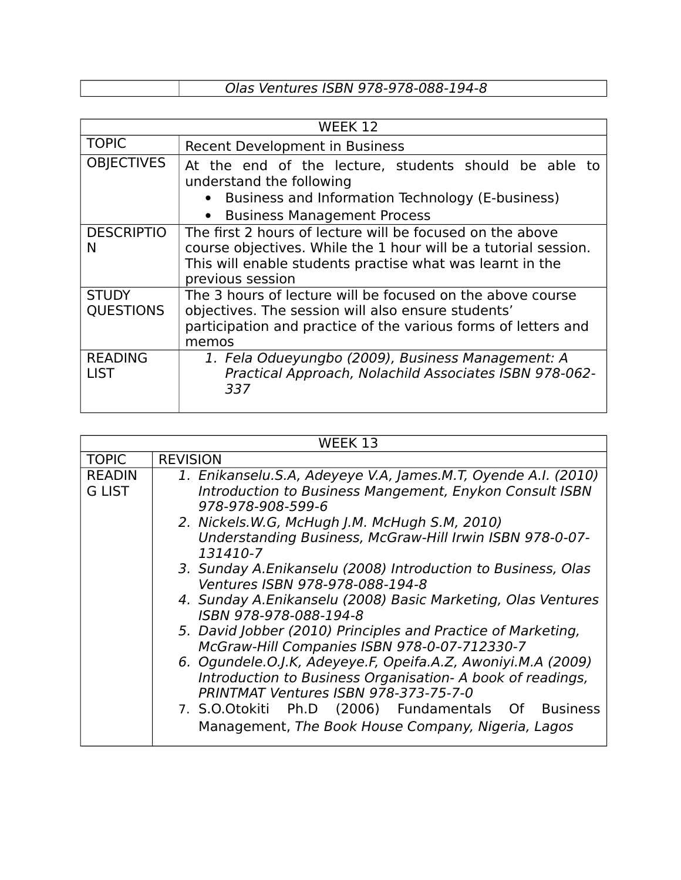| | |
|---|---|
| | *Olas Ventures ISBN 978-978-088-194-8* |

| WEEK 12 | |
|---|---|
| TOPIC | Recent Development in Business |
| OBJECTIVES | At the end of the lecture, students should be able to understand the following<br>• Business and Information Technology (E-business)<br>• Business Management Process |
| DESCRIPTION | The first 2 hours of lecture will be focused on the above course objectives. While the 1 hour will be a tutorial session. This will enable students practise what was learnt in the previous session |
| STUDY QUESTIONS | The 3 hours of lecture will be focused on the above course objectives. The session will also ensure students' participation and practice of the various forms of letters and memos |
| READING LIST | 1. *Fela Odueyungbo (2009), Business Management: A Practical Approach, Nolachild Associates ISBN 978-062-337* |

| WEEK 13 | |
|---|---|
| TOPIC | REVISION |
| READING LIST | 1. *Enikanselu.S.A, Adeyeye V.A, James.M.T, Oyende A.I. (2010) Introduction to Business Mangement, Enykon Consult ISBN 978-978-908-599-6*<br>2. *Nickels.W.G, McHugh J.M. McHugh S.M, 2010) Understanding Business, McGraw-Hill Irwin ISBN 978-0-07-131410-7*<br>3. *Sunday A.Enikanselu (2008) Introduction to Business, Olas Ventures ISBN 978-978-088-194-8*<br>4. *Sunday A.Enikanselu (2008) Basic Marketing, Olas Ventures ISBN 978-978-088-194-8*<br>5. *David Jobber (2010) Principles and Practice of Marketing, McGraw-Hill Companies ISBN 978-0-07-712330-7*<br>6. *Ogundele.O.J.K, Adeyeye.F, Opeifa.A.Z, Awoniyi.M.A (2009) Introduction to Business Organisation- A book of readings, PRINTMAT Ventures ISBN 978-373-75-7-0*<br>7. S.O.Otokiti Ph.D (2006) Fundamentals Of Business Management, *The Book House Company, Nigeria, Lagos* |